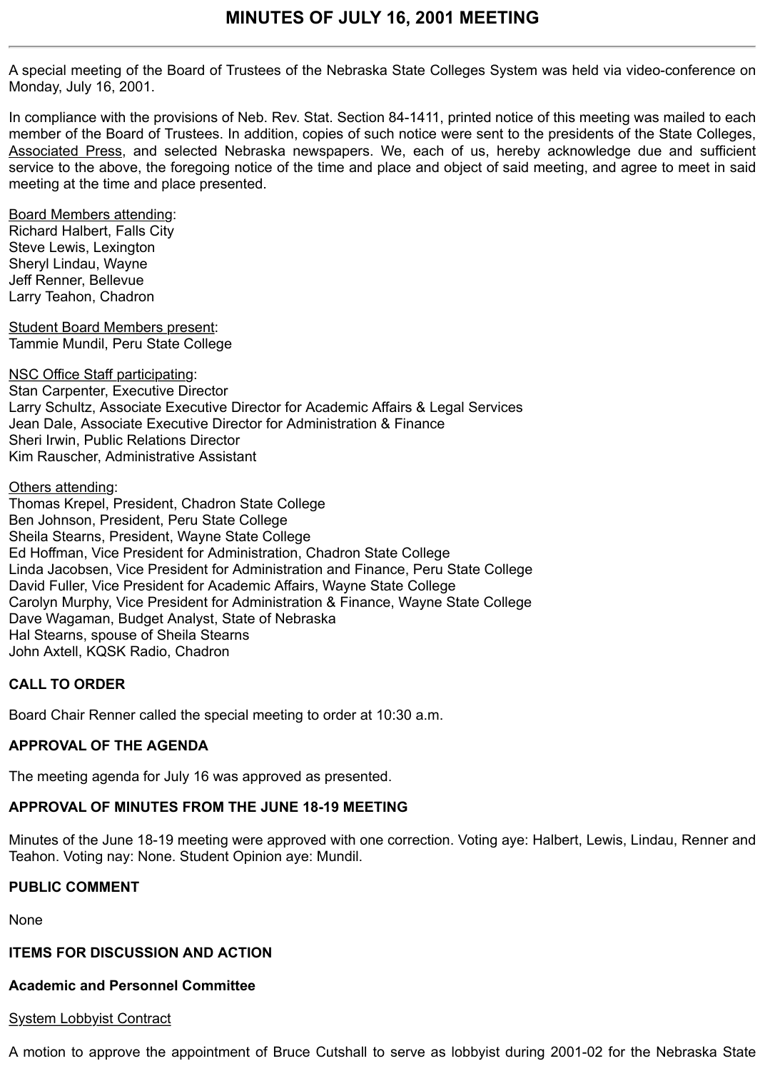# MINUTES OF JULY 16, 2001 MEETING

A special meeting of the Board of Trustees of the Nebraska State Colleges System was held via video-conference on Monday, July 16, 2001.

In compliance with the provisions of Neb. Rev. Stat. Section 84-1411, printed notice of this meeting was mailed to each member of the Board of Trustees. In addition, copies of such notice were sent to the presidents of the State Colleges, Associated Press, and selected Nebraska newspapers. We, each of us, hereby acknowledge due and sufficient service to the above, the foregoing notice of the time and place and object of said meeting, and agree to meet in said meeting at the time and place presented.

Board Members attending:
Richard Halbert, Falls City
Steve Lewis, Lexington
Sheryl Lindau, Wayne
Jeff Renner, Bellevue
Larry Teahon, Chadron

Student Board Members present:
Tammie Mundil, Peru State College

NSC Office Staff participating:
Stan Carpenter, Executive Director
Larry Schultz, Associate Executive Director for Academic Affairs & Legal Services
Jean Dale, Associate Executive Director for Administration & Finance
Sheri Irwin, Public Relations Director
Kim Rauscher, Administrative Assistant

Others attending:
Thomas Krepel, President, Chadron State College
Ben Johnson, President, Peru State College
Sheila Stearns, President, Wayne State College
Ed Hoffman, Vice President for Administration, Chadron State College
Linda Jacobsen, Vice President for Administration and Finance, Peru State College
David Fuller, Vice President for Academic Affairs, Wayne State College
Carolyn Murphy, Vice President for Administration & Finance, Wayne State College
Dave Wagaman, Budget Analyst, State of Nebraska
Hal Stearns, spouse of Sheila Stearns
John Axtell, KQSK Radio, Chadron

**CALL TO ORDER**

Board Chair Renner called the special meeting to order at 10:30 a.m.

**APPROVAL OF THE AGENDA**

The meeting agenda for July 16 was approved as presented.

**APPROVAL OF MINUTES FROM THE JUNE 18-19 MEETING**

Minutes of the June 18-19 meeting were approved with one correction. Voting aye: Halbert, Lewis, Lindau, Renner and Teahon. Voting nay: None. Student Opinion aye: Mundil.

**PUBLIC COMMENT**

None

**ITEMS FOR DISCUSSION AND ACTION**

**Academic and Personnel Committee**

System Lobbyist Contract

A motion to approve the appointment of Bruce Cutshall to serve as lobbyist during 2001-02 for the Nebraska State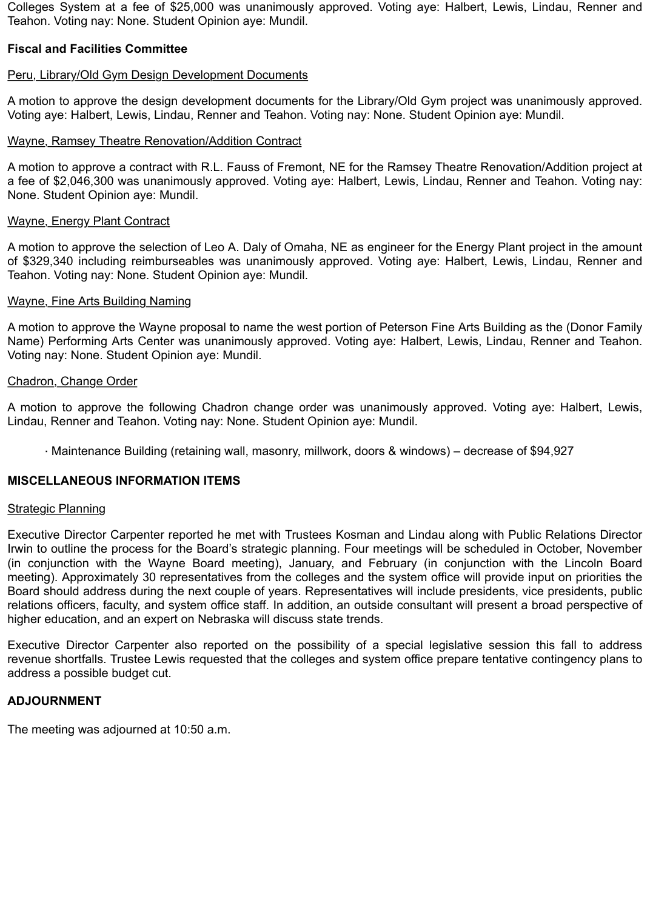Colleges System at a fee of $25,000 was unanimously approved. Voting aye: Halbert, Lewis, Lindau, Renner and Teahon. Voting nay: None. Student Opinion aye: Mundil.

**Fiscal and Facilities Committee**

Peru, Library/Old Gym Design Development Documents

A motion to approve the design development documents for the Library/Old Gym project was unanimously approved. Voting aye: Halbert, Lewis, Lindau, Renner and Teahon. Voting nay: None. Student Opinion aye: Mundil.

Wayne, Ramsey Theatre Renovation/Addition Contract

A motion to approve a contract with R.L. Fauss of Fremont, NE for the Ramsey Theatre Renovation/Addition project at a fee of $2,046,300 was unanimously approved. Voting aye: Halbert, Lewis, Lindau, Renner and Teahon. Voting nay: None. Student Opinion aye: Mundil.

Wayne, Energy Plant Contract

A motion to approve the selection of Leo A. Daly of Omaha, NE as engineer for the Energy Plant project in the amount of $329,340 including reimburseables was unanimously approved. Voting aye: Halbert, Lewis, Lindau, Renner and Teahon. Voting nay: None. Student Opinion aye: Mundil.

Wayne, Fine Arts Building Naming

A motion to approve the Wayne proposal to name the west portion of Peterson Fine Arts Building as the (Donor Family Name) Performing Arts Center was unanimously approved. Voting aye: Halbert, Lewis, Lindau, Renner and Teahon. Voting nay: None. Student Opinion aye: Mundil.

Chadron, Change Order

A motion to approve the following Chadron change order was unanimously approved. Voting aye: Halbert, Lewis, Lindau, Renner and Teahon. Voting nay: None. Student Opinion aye: Mundil.

- Maintenance Building (retaining wall, masonry, millwork, doors & windows) – decrease of $94,927

**MISCELLANEOUS INFORMATION ITEMS**

Strategic Planning

Executive Director Carpenter reported he met with Trustees Kosman and Lindau along with Public Relations Director Irwin to outline the process for the Board's strategic planning. Four meetings will be scheduled in October, November (in conjunction with the Wayne Board meeting), January, and February (in conjunction with the Lincoln Board meeting). Approximately 30 representatives from the colleges and the system office will provide input on priorities the Board should address during the next couple of years. Representatives will include presidents, vice presidents, public relations officers, faculty, and system office staff. In addition, an outside consultant will present a broad perspective of higher education, and an expert on Nebraska will discuss state trends.

Executive Director Carpenter also reported on the possibility of a special legislative session this fall to address revenue shortfalls. Trustee Lewis requested that the colleges and system office prepare tentative contingency plans to address a possible budget cut.

**ADJOURNMENT**

The meeting was adjourned at 10:50 a.m.